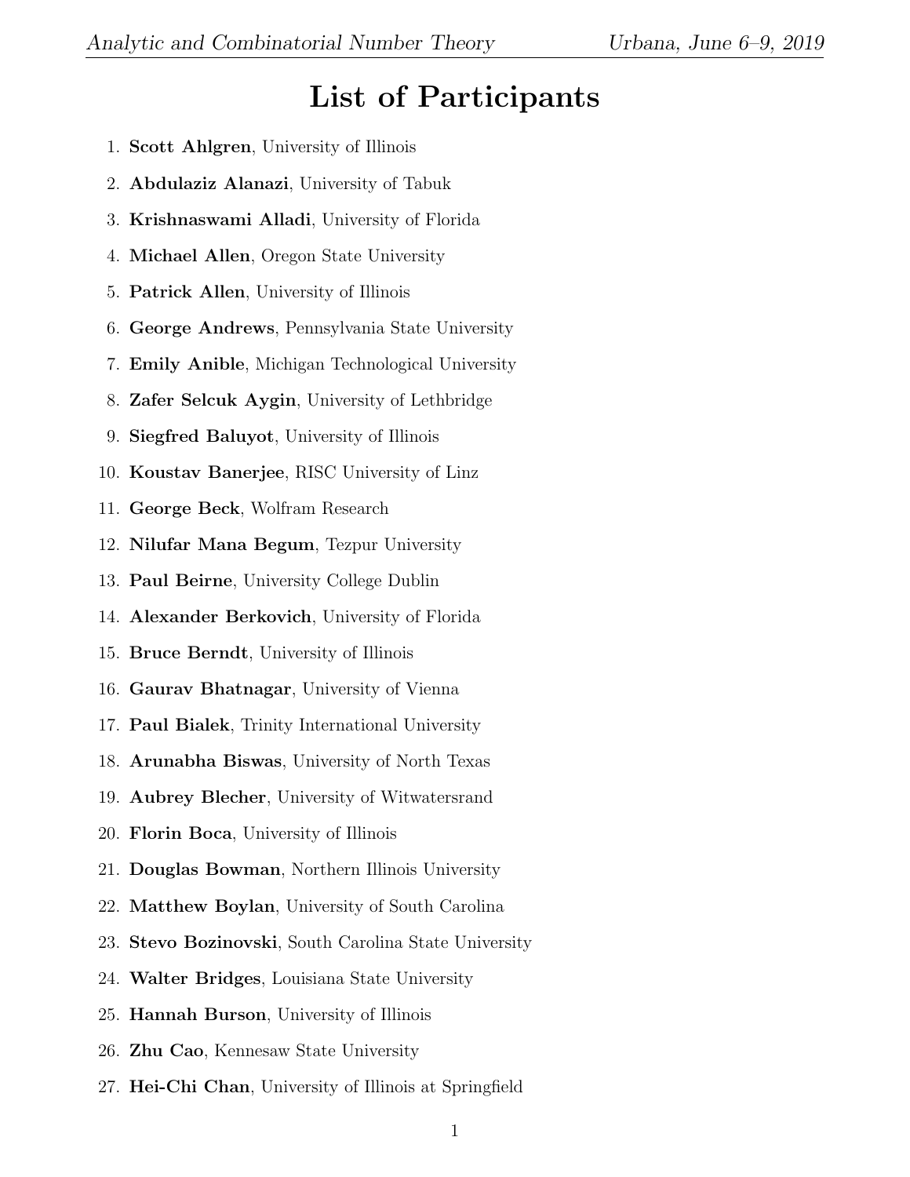# List of Participants

1. **Scott Ahlgren**, University of Illinois
2. **Abdulaziz Alanazi**, University of Tabuk
3. **Krishnaswami Alladi**, University of Florida
4. **Michael Allen**, Oregon State University
5. **Patrick Allen**, University of Illinois
6. **George Andrews**, Pennsylvania State University
7. **Emily Anible**, Michigan Technological University
8. **Zafer Selcuk Aygin**, University of Lethbridge
9. **Siegfred Baluyot**, University of Illinois
10. **Koustav Banerjee**, RISC University of Linz
11. **George Beck**, Wolfram Research
12. **Nilufar Mana Begum**, Tezpur University
13. **Paul Beirne**, University College Dublin
14. **Alexander Berkovich**, University of Florida
15. **Bruce Berndt**, University of Illinois
16. **Gaurav Bhatnagar**, University of Vienna
17. **Paul Bialek**, Trinity International University
18. **Arunabha Biswas**, University of North Texas
19. **Aubrey Blecher**, University of Witwatersrand
20. **Florin Boca**, University of Illinois
21. **Douglas Bowman**, Northern Illinois University
22. **Matthew Boylan**, University of South Carolina
23. **Stevo Bozinovski**, South Carolina State University
24. **Walter Bridges**, Louisiana State University
25. **Hannah Burson**, University of Illinois
26. **Zhu Cao**, Kennesaw State University
27. **Hei-Chi Chan**, University of Illinois at Springfield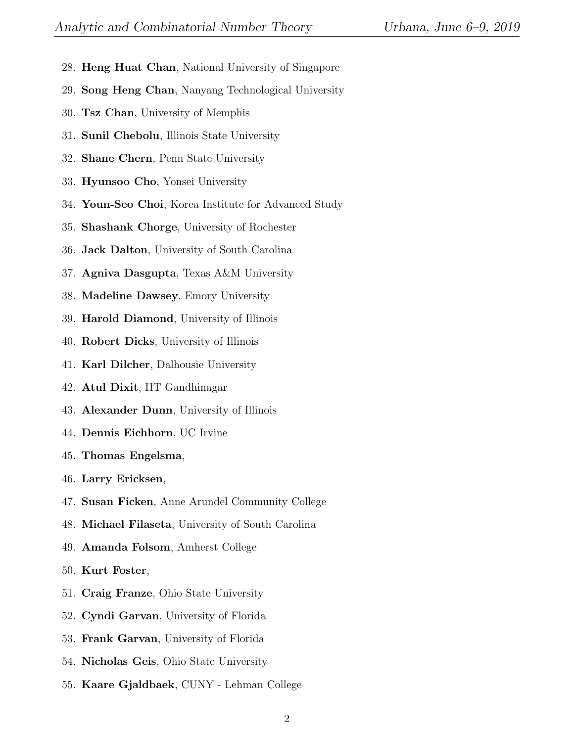28. **Heng Huat Chan**, National University of Singapore
29. **Song Heng Chan**, Nanyang Technological University
30. **Tsz Chan**, University of Memphis
31. **Sunil Chebolu**, Illinois State University
32. **Shane Chern**, Penn State University
33. **Hyunsoo Cho**, Yonsei University
34. **Youn-Seo Choi**, Korea Institute for Advanced Study
35. **Shashank Chorge**, University of Rochester
36. **Jack Dalton**, University of South Carolina
37. **Agniva Dasgupta**, Texas A&M University
38. **Madeline Dawsey**, Emory University
39. **Harold Diamond**, University of Illinois
40. **Robert Dicks**, University of Illinois
41. **Karl Dilcher**, Dalhousie University
42. **Atul Dixit**, IIT Gandhinagar
43. **Alexander Dunn**, University of Illinois
44. **Dennis Eichhorn**, UC Irvine
45. **Thomas Engelsma**,
46. **Larry Ericksen**,
47. **Susan Ficken**, Anne Arundel Community College
48. **Michael Filaseta**, University of South Carolina
49. **Amanda Folsom**, Amherst College
50. **Kurt Foster**,
51. **Craig Franze**, Ohio State University
52. **Cyndi Garvan**, University of Florida
53. **Frank Garvan**, University of Florida
54. **Nicholas Geis**, Ohio State University
55. **Kaare Gjaldbaek**, CUNY - Lehman College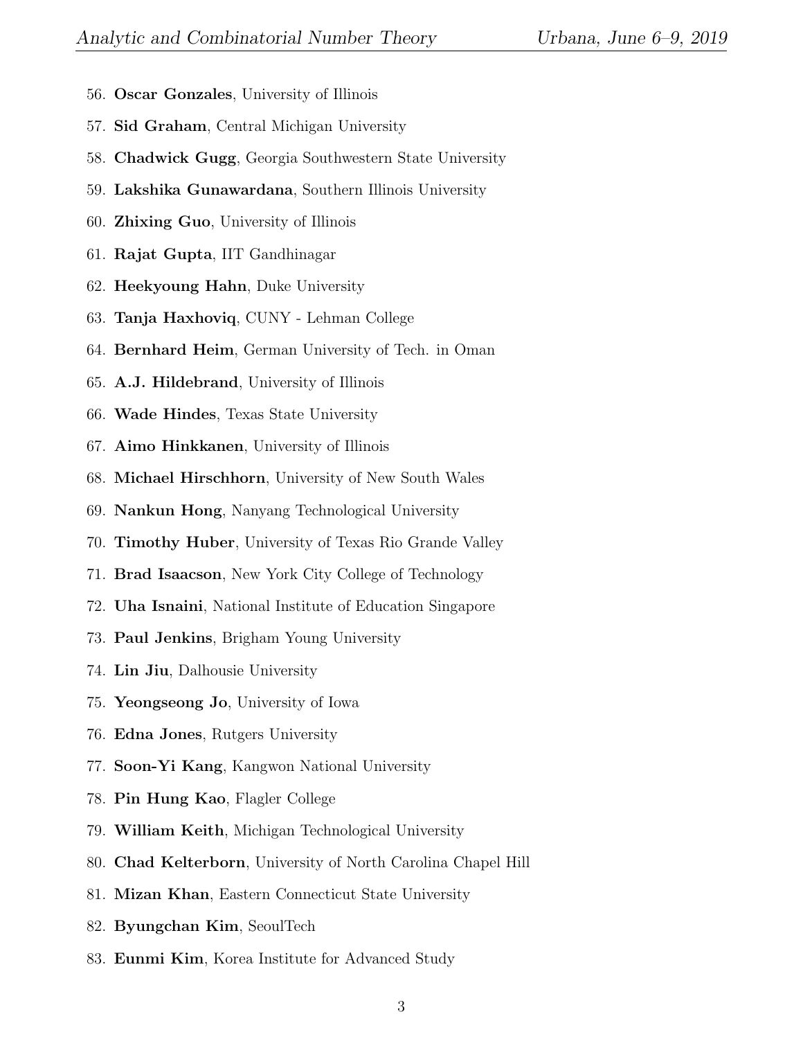56. **Oscar Gonzales**, University of Illinois
57. **Sid Graham**, Central Michigan University
58. **Chadwick Gugg**, Georgia Southwestern State University
59. **Lakshika Gunawardana**, Southern Illinois University
60. **Zhixing Guo**, University of Illinois
61. **Rajat Gupta**, IIT Gandhinagar
62. **Heekyoung Hahn**, Duke University
63. **Tanja Haxhoviq**, CUNY - Lehman College
64. **Bernhard Heim**, German University of Tech. in Oman
65. **A.J. Hildebrand**, University of Illinois
66. **Wade Hindes**, Texas State University
67. **Aimo Hinkkanen**, University of Illinois
68. **Michael Hirschhorn**, University of New South Wales
69. **Nankun Hong**, Nanyang Technological University
70. **Timothy Huber**, University of Texas Rio Grande Valley
71. **Brad Isaacson**, New York City College of Technology
72. **Uha Isnaini**, National Institute of Education Singapore
73. **Paul Jenkins**, Brigham Young University
74. **Lin Jiu**, Dalhousie University
75. **Yeongseong Jo**, University of Iowa
76. **Edna Jones**, Rutgers University
77. **Soon-Yi Kang**, Kangwon National University
78. **Pin Hung Kao**, Flagler College
79. **William Keith**, Michigan Technological University
80. **Chad Kelterborn**, University of North Carolina Chapel Hill
81. **Mizan Khan**, Eastern Connecticut State University
82. **Byungchan Kim**, SeoulTech
83. **Eunmi Kim**, Korea Institute for Advanced Study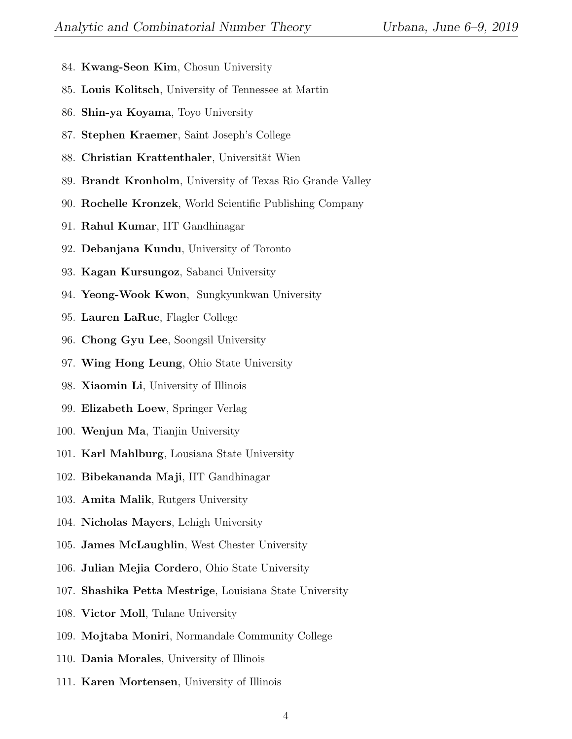84. **Kwang-Seon Kim**, Chosun University
85. **Louis Kolitsch**, University of Tennessee at Martin
86. **Shin-ya Koyama**, Toyo University
87. **Stephen Kraemer**, Saint Joseph's College
88. **Christian Krattenthaler**, Universität Wien
89. **Brandt Kronholm**, University of Texas Rio Grande Valley
90. **Rochelle Kronzek**, World Scientific Publishing Company
91. **Rahul Kumar**, IIT Gandhinagar
92. **Debanjana Kundu**, University of Toronto
93. **Kagan Kursungoz**, Sabanci University
94. **Yeong-Wook Kwon**, Sungkyunkwan University
95. **Lauren LaRue**, Flagler College
96. **Chong Gyu Lee**, Soongsil University
97. **Wing Hong Leung**, Ohio State University
98. **Xiaomin Li**, University of Illinois
99. **Elizabeth Loew**, Springer Verlag
100. **Wenjun Ma**, Tianjin University
101. **Karl Mahlburg**, Lousiana State University
102. **Bibekananda Maji**, IIT Gandhinagar
103. **Amita Malik**, Rutgers University
104. **Nicholas Mayers**, Lehigh University
105. **James McLaughlin**, West Chester University
106. **Julian Mejia Cordero**, Ohio State University
107. **Shashika Petta Mestrige**, Louisiana State University
108. **Victor Moll**, Tulane University
109. **Mojtaba Moniri**, Normandale Community College
110. **Dania Morales**, University of Illinois
111. **Karen Mortensen**, University of Illinois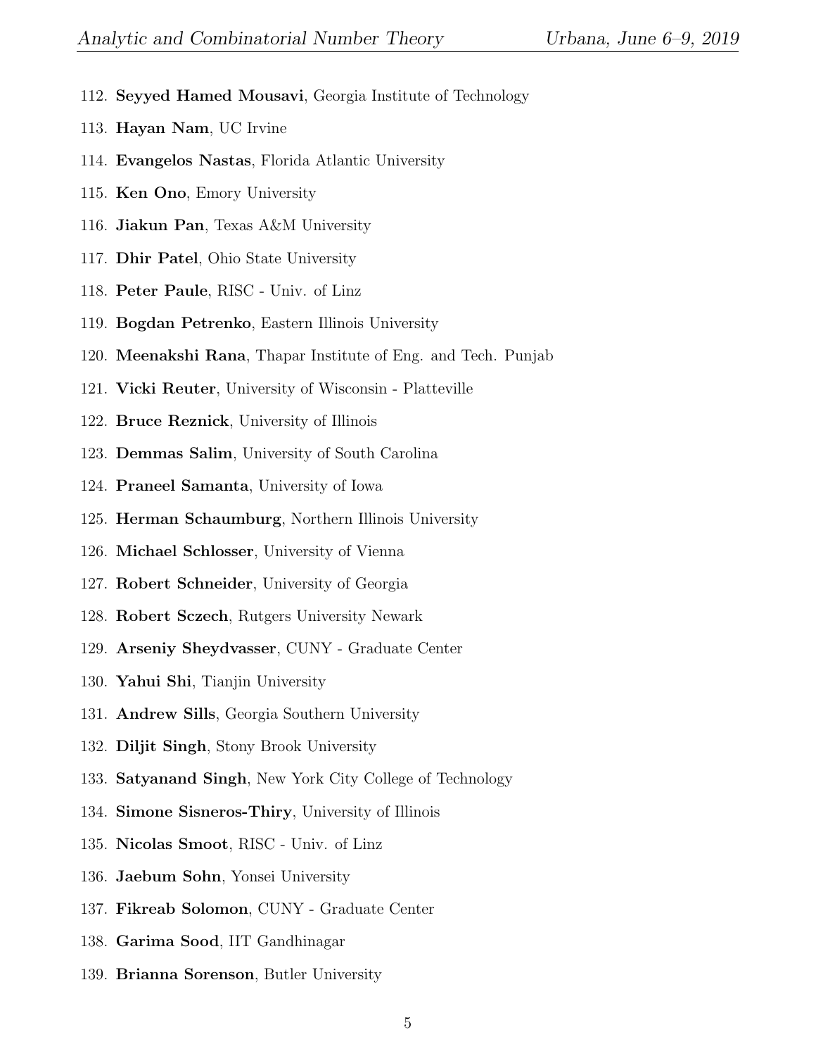112. **Seyyed Hamed Mousavi**, Georgia Institute of Technology
113. **Hayan Nam**, UC Irvine
114. **Evangelos Nastas**, Florida Atlantic University
115. **Ken Ono**, Emory University
116. **Jiakun Pan**, Texas A&M University
117. **Dhir Patel**, Ohio State University
118. **Peter Paule**, RISC - Univ. of Linz
119. **Bogdan Petrenko**, Eastern Illinois University
120. **Meenakshi Rana**, Thapar Institute of Eng. and Tech. Punjab
121. **Vicki Reuter**, University of Wisconsin - Platteville
122. **Bruce Reznick**, University of Illinois
123. **Demmas Salim**, University of South Carolina
124. **Praneel Samanta**, University of Iowa
125. **Herman Schaumburg**, Northern Illinois University
126. **Michael Schlosser**, University of Vienna
127. **Robert Schneider**, University of Georgia
128. **Robert Sczech**, Rutgers University Newark
129. **Arseniy Sheydvasser**, CUNY - Graduate Center
130. **Yahui Shi**, Tianjin University
131. **Andrew Sills**, Georgia Southern University
132. **Diljit Singh**, Stony Brook University
133. **Satyanand Singh**, New York City College of Technology
134. **Simone Sisneros-Thiry**, University of Illinois
135. **Nicolas Smoot**, RISC - Univ. of Linz
136. **Jaebum Sohn**, Yonsei University
137. **Fikreab Solomon**, CUNY - Graduate Center
138. **Garima Sood**, IIT Gandhinagar
139. **Brianna Sorenson**, Butler University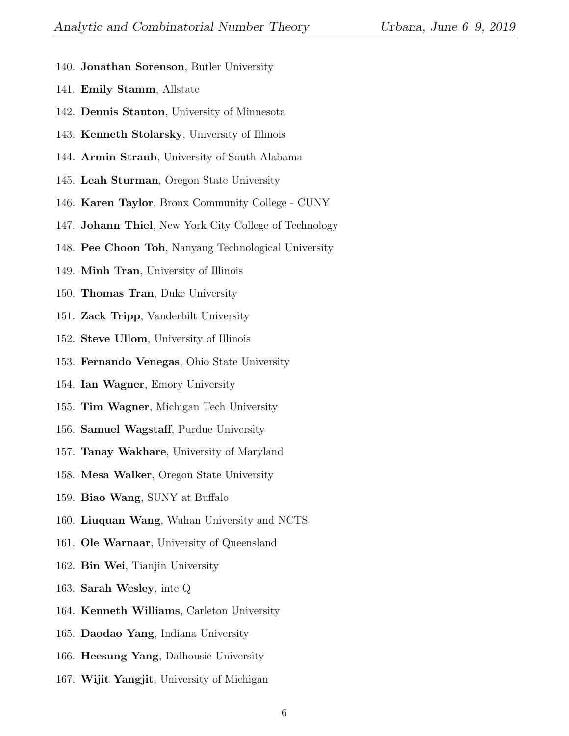140. **Jonathan Sorenson**, Butler University
141. **Emily Stamm**, Allstate
142. **Dennis Stanton**, University of Minnesota
143. **Kenneth Stolarsky**, University of Illinois
144. **Armin Straub**, University of South Alabama
145. **Leah Sturman**, Oregon State University
146. **Karen Taylor**, Bronx Community College - CUNY
147. **Johann Thiel**, New York City College of Technology
148. **Pee Choon Toh**, Nanyang Technological University
149. **Minh Tran**, University of Illinois
150. **Thomas Tran**, Duke University
151. **Zack Tripp**, Vanderbilt University
152. **Steve Ullom**, University of Illinois
153. **Fernando Venegas**, Ohio State University
154. **Ian Wagner**, Emory University
155. **Tim Wagner**, Michigan Tech University
156. **Samuel Wagstaff**, Purdue University
157. **Tanay Wakhare**, University of Maryland
158. **Mesa Walker**, Oregon State University
159. **Biao Wang**, SUNY at Buffalo
160. **Liuquan Wang**, Wuhan University and NCTS
161. **Ole Warnaar**, University of Queensland
162. **Bin Wei**, Tianjin University
163. **Sarah Wesley**, inte Q
164. **Kenneth Williams**, Carleton University
165. **Daodao Yang**, Indiana University
166. **Heesung Yang**, Dalhousie University
167. **Wijit Yangjit**, University of Michigan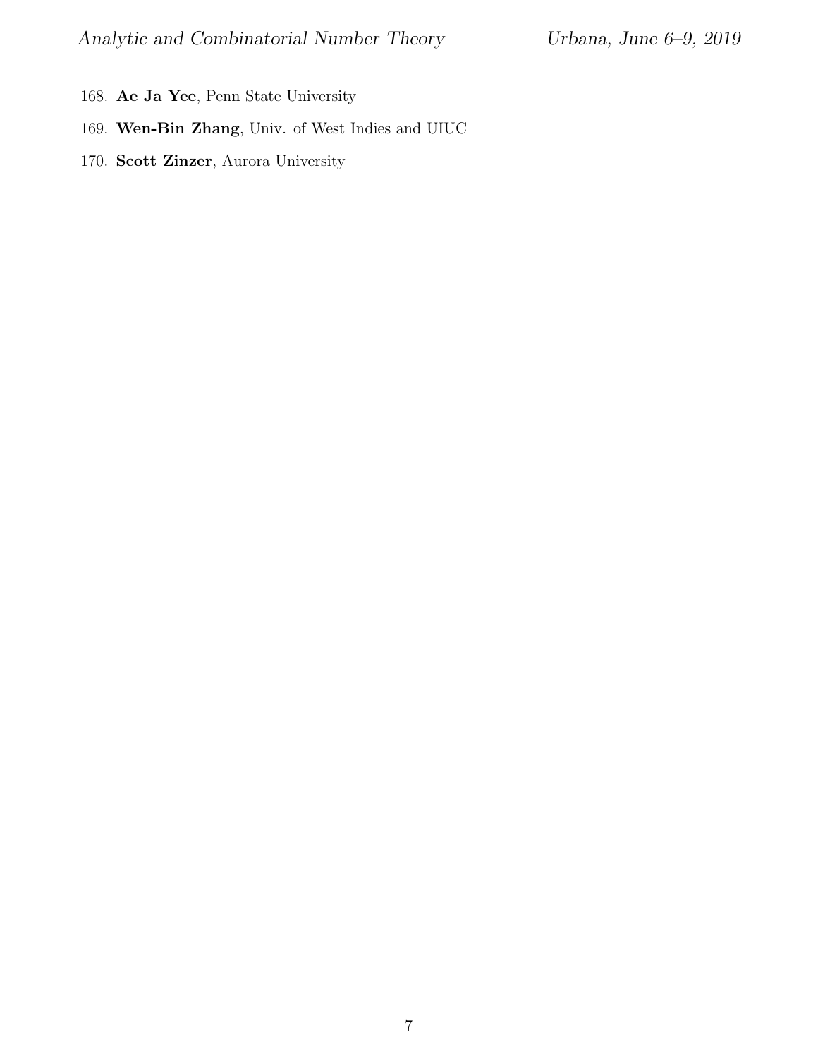168. **Ae Ja Yee**, Penn State University
169. **Wen-Bin Zhang**, Univ. of West Indies and UIUC
170. **Scott Zinzer**, Aurora University